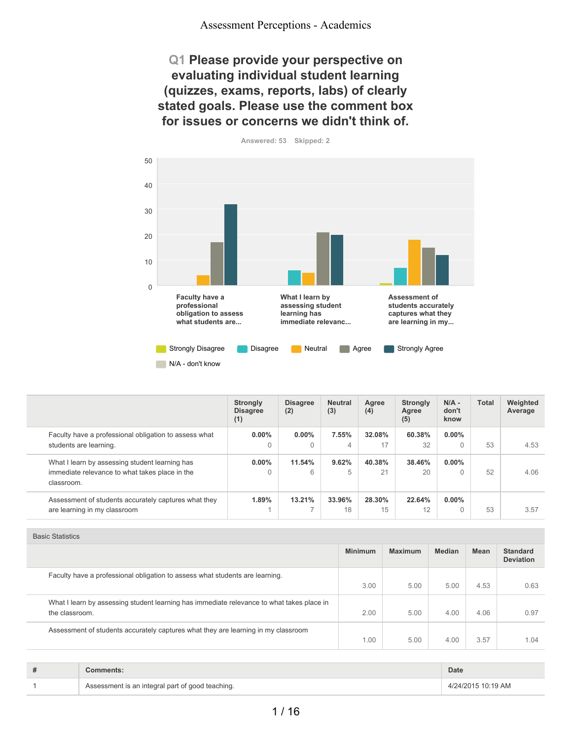# Assessment Perceptions - Academics

## Q1 Please provide your perspective on evaluating individual student learning (quizzes, exams, reports, labs) of clearly stated goals. Please use the comment box for issues or concerns we didn't think of.

Answered: 53 Skipped: 2

| | Strongly Disagree (1) | Disagree (2) | Neutral (3) | Agree (4) | Strongly Agree (5) | N/A - don't know | Total | Weighted Average |
|---|---|---|---|---|---|---|---|---|
| Faculty have a professional obligation to assess what students are learning. | 0.00% 0 | 0.00% 0 | 7.55% 4 | 32.08% 17 | 60.38% 32 | 0.00% 0 | 53 | 4.53 |
| What I learn by assessing student learning has immediate relevance to what takes place in the classroom. | 0.00% 0 | 11.54% 6 | 9.62% 5 | 40.38% 21 | 38.46% 20 | 0.00% 0 | 52 | 4.06 |
| Assessment of students accurately captures what they are learning in my classroom | 1.89% 1 | 13.21% 7 | 33.96% 18 | 28.30% 15 | 22.64% 12 | 0.00% 0 | 53 | 3.57 |

Basic Statistics

| | Minimum | Maximum | Median | Mean | Standard Deviation |
|---|---|---|---|---|---|
| Faculty have a professional obligation to assess what students are learning. | 3.00 | 5.00 | 5.00 | 4.53 | 0.63 |
| What I learn by assessing student learning has immediate relevance to what takes place in the classroom. | 2.00 | 5.00 | 4.00 | 4.06 | 0.97 |
| Assessment of students accurately captures what they are learning in my classroom | 1.00 | 5.00 | 4.00 | 3.57 | 1.04 |

| # | Comments: | Date |
|---|---|---|
| 1 | Assessment is an integral part of good teaching. | 4/24/2015 10:19 AM |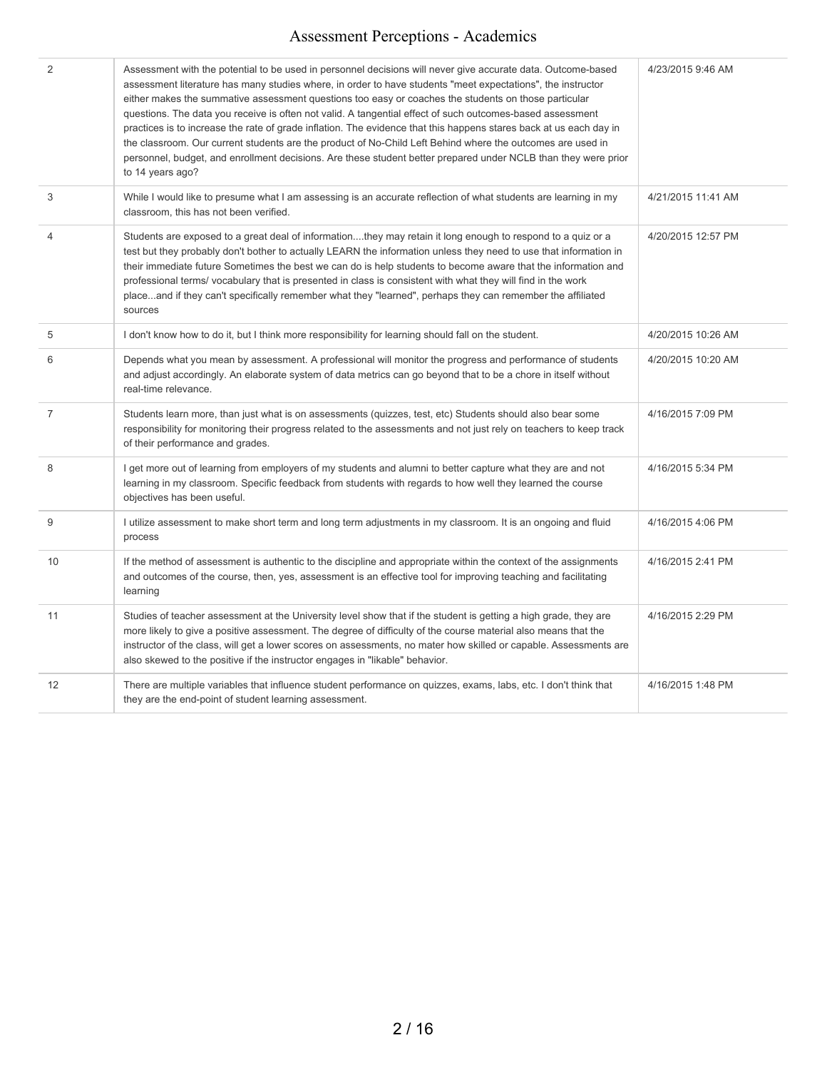| | | |
|---|---|---|
| 2 | Assessment with the potential to be used in personnel decisions will never give accurate data. Outcome-based assessment literature has many studies where, in order to have students "meet expectations", the instructor either makes the summative assessment questions too easy or coaches the students on those particular questions. The data you receive is often not valid. A tangential effect of such outcomes-based assessment practices is to increase the rate of grade inflation. The evidence that this happens stares back at us each day in the classroom. Our current students are the product of No-Child Left Behind where the outcomes are used in personnel, budget, and enrollment decisions. Are these student better prepared under NCLB than they were prior to 14 years ago? | 4/23/2015 9:46 AM |
| 3 | While I would like to presume what I am assessing is an accurate reflection of what students are learning in my classroom, this has not been verified. | 4/21/2015 11:41 AM |
| 4 | Students are exposed to a great deal of information....they may retain it long enough to respond to a quiz or a test but they probably don't bother to actually LEARN the information unless they need to use that information in their immediate future Sometimes the best we can do is help students to become aware that the information and professional terms/ vocabulary that is presented in class is consistent with what they will find in the work place...and if they can't specifically remember what they "learned", perhaps they can remember the affiliated sources | 4/20/2015 12:57 PM |
| 5 | I don't know how to do it, but I think more responsibility for learning should fall on the student. | 4/20/2015 10:26 AM |
| 6 | Depends what you mean by assessment. A professional will monitor the progress and performance of students and adjust accordingly. An elaborate system of data metrics can go beyond that to be a chore in itself without real-time relevance. | 4/20/2015 10:20 AM |
| 7 | Students learn more, than just what is on assessments (quizzes, test, etc) Students should also bear some responsibility for monitoring their progress related to the assessments and not just rely on teachers to keep track of their performance and grades. | 4/16/2015 7:09 PM |
| 8 | I get more out of learning from employers of my students and alumni to better capture what they are and not learning in my classroom. Specific feedback from students with regards to how well they learned the course objectives has been useful. | 4/16/2015 5:34 PM |
| 9 | I utilize assessment to make short term and long term adjustments in my classroom. It is an ongoing and fluid process | 4/16/2015 4:06 PM |
| 10 | If the method of assessment is authentic to the discipline and appropriate within the context of the assignments and outcomes of the course, then, yes, assessment is an effective tool for improving teaching and facilitating learning | 4/16/2015 2:41 PM |
| 11 | Studies of teacher assessment at the University level show that if the student is getting a high grade, they are more likely to give a positive assessment. The degree of difficulty of the course material also means that the instructor of the class, will get a lower scores on assessments, no mater how skilled or capable. Assessments are also skewed to the positive if the instructor engages in "likable" behavior. | 4/16/2015 2:29 PM |
| 12 | There are multiple variables that influence student performance on quizzes, exams, labs, etc. I don't think that they are the end-point of student learning assessment. | 4/16/2015 1:48 PM |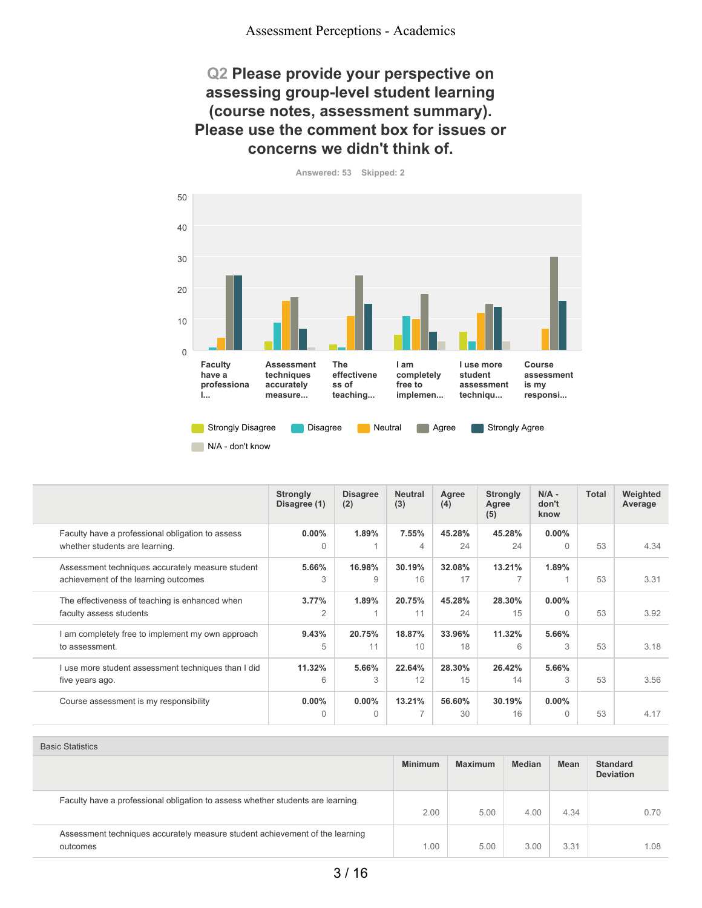Assessment Perceptions - Academics

## Q2 Please provide your perspective on assessing group-level student learning (course notes, assessment summary). Please use the comment box for issues or concerns we didn't think of.

Answered: 53 Skipped: 2

| | Strongly Disagree (1) | Disagree (2) | Neutral (3) | Agree (4) | Strongly Agree (5) | N/A - don't know | Total | Weighted Average |
|---|---|---|---|---|---|---|---|---|
| Faculty have a professional obligation to assess whether students are learning. | 0.00% 0 | 1.89% 1 | 7.55% 4 | 45.28% 24 | 45.28% 24 | 0.00% 0 | 53 | 4.34 |
| Assessment techniques accurately measure student achievement of the learning outcomes | 5.66% 3 | 16.98% 9 | 30.19% 16 | 32.08% 17 | 13.21% 7 | 1.89% 1 | 53 | 3.31 |
| The effectiveness of teaching is enhanced when faculty assess students | 3.77% 2 | 1.89% 1 | 20.75% 11 | 45.28% 24 | 28.30% 15 | 0.00% 0 | 53 | 3.92 |
| I am completely free to implement my own approach to assessment. | 9.43% 5 | 20.75% 11 | 18.87% 10 | 33.96% 18 | 11.32% 6 | 5.66% 3 | 53 | 3.18 |
| I use more student assessment techniques than I did five years ago. | 11.32% 6 | 5.66% 3 | 22.64% 12 | 28.30% 15 | 26.42% 14 | 5.66% 3 | 53 | 3.56 |
| Course assessment is my responsibility | 0.00% 0 | 0.00% 0 | 13.21% 7 | 56.60% 30 | 30.19% 16 | 0.00% 0 | 53 | 4.17 |

Basic Statistics

| | Minimum | Maximum | Median | Mean | Standard Deviation |
|---|---|---|---|---|---|
| Faculty have a professional obligation to assess whether students are learning. | 2.00 | 5.00 | 4.00 | 4.34 | 0.70 |
| Assessment techniques accurately measure student achievement of the learning outcomes | 1.00 | 5.00 | 3.00 | 3.31 | 1.08 |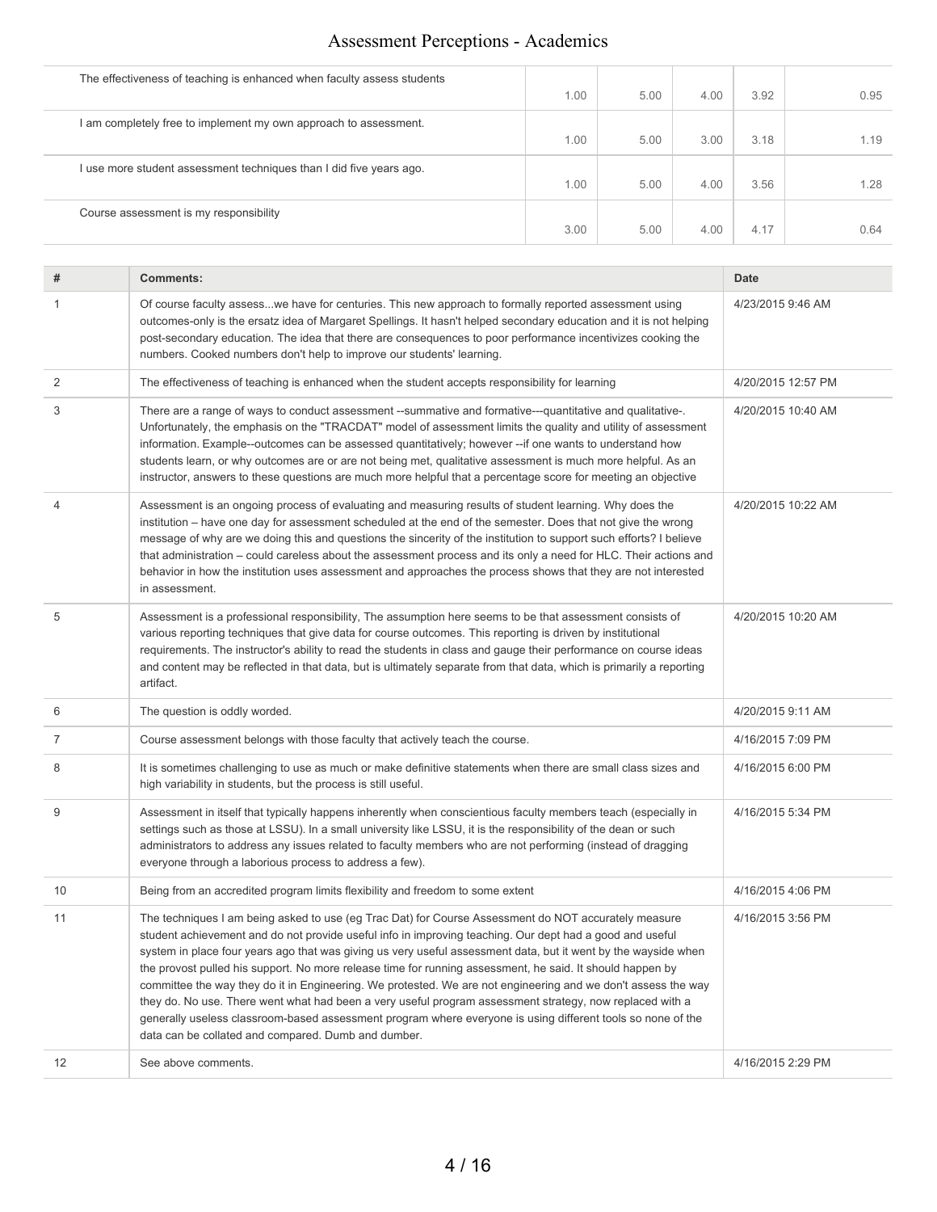| | | | | | |
|---|---|---|---|---|---|
| The effectiveness of teaching is enhanced when faculty assess students | 1.00 | 5.00 | 4.00 | 3.92 | 0.95 |
| I am completely free to implement my own approach to assessment. | 1.00 | 5.00 | 3.00 | 3.18 | 1.19 |
| I use more student assessment techniques than I did five years ago. | 1.00 | 5.00 | 4.00 | 3.56 | 1.28 |
| Course assessment is my responsibility | 3.00 | 5.00 | 4.00 | 4.17 | 0.64 |

| # | Comments: | Date |
|---|---|---|
| 1 | Of course faculty assess...we have for centuries. This new approach to formally reported assessment using outcomes-only is the ersatz idea of Margaret Spellings. It hasn't helped secondary education and it is not helping post-secondary education. The idea that there are consequences to poor performance incentivizes cooking the numbers. Cooked numbers don't help to improve our students' learning. | 4/23/2015 9:46 AM |
| 2 | The effectiveness of teaching is enhanced when the student accepts responsibility for learning | 4/20/2015 12:57 PM |
| 3 | There are a range of ways to conduct assessment --summative and formative---quantitative and qualitative-. Unfortunately, the emphasis on the "TRACDAT" model of assessment limits the quality and utility of assessment information. Example--outcomes can be assessed quantitatively; however --if one wants to understand how students learn, or why outcomes are or are not being met, qualitative assessment is much more helpful. As an instructor, answers to these questions are much more helpful that a percentage score for meeting an objective | 4/20/2015 10:40 AM |
| 4 | Assessment is an ongoing process of evaluating and measuring results of student learning. Why does the institution – have one day for assessment scheduled at the end of the semester. Does that not give the wrong message of why are we doing this and questions the sincerity of the institution to support such efforts? I believe that administration – could careless about the assessment process and its only a need for HLC. Their actions and behavior in how the institution uses assessment and approaches the process shows that they are not interested in assessment. | 4/20/2015 10:22 AM |
| 5 | Assessment is a professional responsibility, The assumption here seems to be that assessment consists of various reporting techniques that give data for course outcomes. This reporting is driven by institutional requirements. The instructor's ability to read the students in class and gauge their performance on course ideas and content may be reflected in that data, but is ultimately separate from that data, which is primarily a reporting artifact. | 4/20/2015 10:20 AM |
| 6 | The question is oddly worded. | 4/20/2015 9:11 AM |
| 7 | Course assessment belongs with those faculty that actively teach the course. | 4/16/2015 7:09 PM |
| 8 | It is sometimes challenging to use as much or make definitive statements when there are small class sizes and high variability in students, but the process is still useful. | 4/16/2015 6:00 PM |
| 9 | Assessment in itself that typically happens inherently when conscientious faculty members teach (especially in settings such as those at LSSU). In a small university like LSSU, it is the responsibility of the dean or such administrators to address any issues related to faculty members who are not performing (instead of dragging everyone through a laborious process to address a few). | 4/16/2015 5:34 PM |
| 10 | Being from an accredited program limits flexibility and freedom to some extent | 4/16/2015 4:06 PM |
| 11 | The techniques I am being asked to use (eg Trac Dat) for Course Assessment do NOT accurately measure student achievement and do not provide useful info in improving teaching. Our dept had a good and useful system in place four years ago that was giving us very useful assessment data, but it went by the wayside when the provost pulled his support. No more release time for running assessment, he said. It should happen by committee the way they do it in Engineering. We protested. We are not engineering and we don't assess the way they do. No use. There went what had been a very useful program assessment strategy, now replaced with a generally useless classroom-based assessment program where everyone is using different tools so none of the data can be collated and compared. Dumb and dumber. | 4/16/2015 3:56 PM |
| 12 | See above comments. | 4/16/2015 2:29 PM |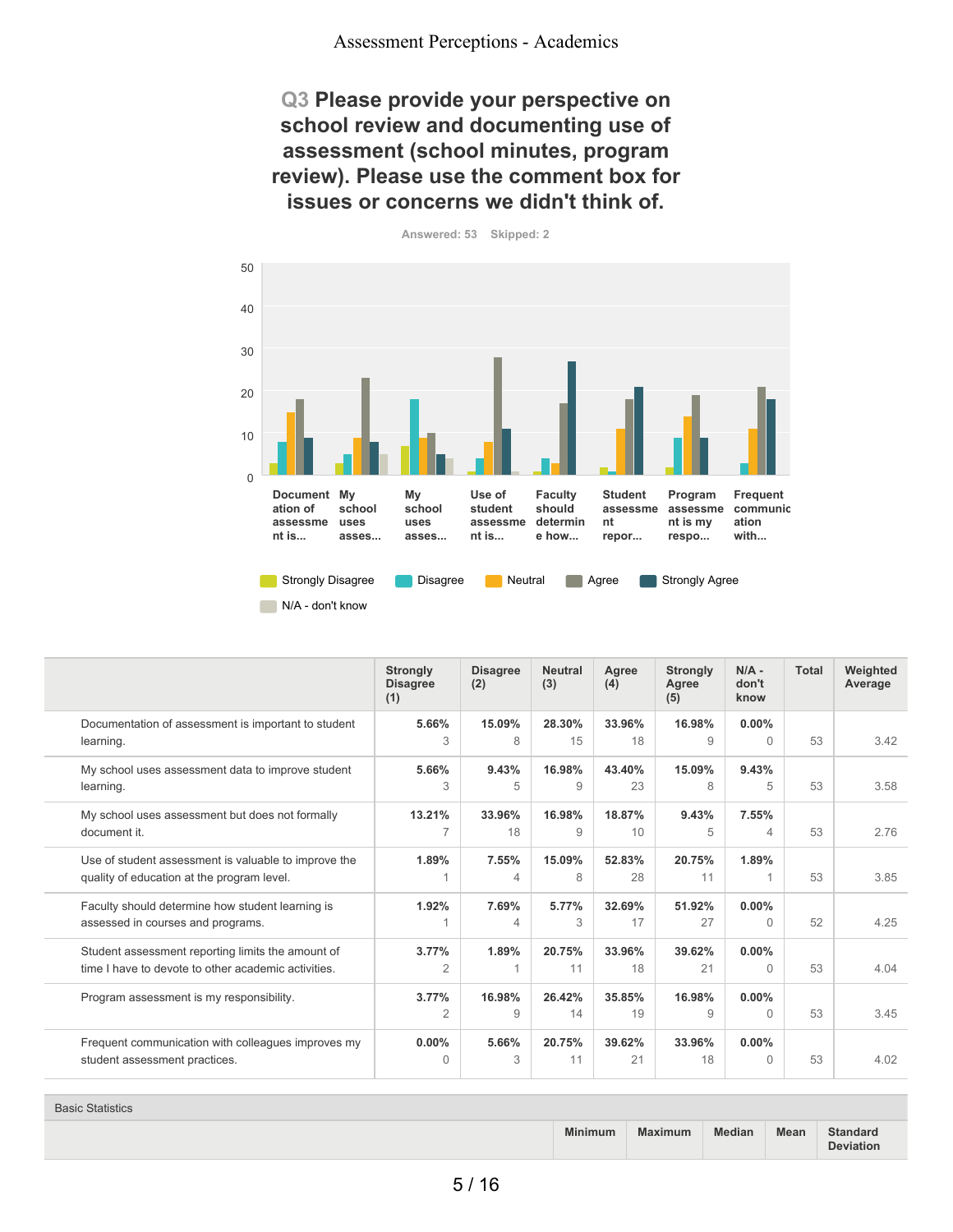# Assessment Perceptions - Academics

## Q3 Please provide your perspective on school review and documenting use of assessment (school minutes, program review). Please use the comment box for issues or concerns we didn't think of.

Answered: 53 Skipped: 2

| | Strongly Disagree (1) | Disagree (2) | Neutral (3) | Agree (4) | Strongly Agree (5) | N/A - don't know | Total | Weighted Average |
|---|---|---|---|---|---|---|---|---|
| Documentation of assessment is important to student learning. | 5.66% 3 | 15.09% 8 | 28.30% 15 | 33.96% 18 | 16.98% 9 | 0.00% 0 | 53 | 3.42 |
| My school uses assessment data to improve student learning. | 5.66% 3 | 9.43% 5 | 16.98% 9 | 43.40% 23 | 15.09% 8 | 9.43% 5 | 53 | 3.58 |
| My school uses assessment but does not formally document it. | 13.21% 7 | 33.96% 18 | 16.98% 9 | 18.87% 10 | 9.43% 5 | 7.55% 4 | 53 | 2.76 |
| Use of student assessment is valuable to improve the quality of education at the program level. | 1.89% 1 | 7.55% 4 | 15.09% 8 | 52.83% 28 | 20.75% 11 | 1.89% 1 | 53 | 3.85 |
| Faculty should determine how student learning is assessed in courses and programs. | 1.92% 1 | 7.69% 4 | 5.77% 3 | 32.69% 17 | 51.92% 27 | 0.00% 0 | 52 | 4.25 |
| Student assessment reporting limits the amount of time I have to devote to other academic activities. | 3.77% 2 | 1.89% 1 | 20.75% 11 | 33.96% 18 | 39.62% 21 | 0.00% 0 | 53 | 4.04 |
| Program assessment is my responsibility. | 3.77% 2 | 16.98% 9 | 26.42% 14 | 35.85% 19 | 16.98% 9 | 0.00% 0 | 53 | 3.45 |
| Frequent communication with colleagues improves my student assessment practices. | 0.00% 0 | 5.66% 3 | 20.75% 11 | 39.62% 21 | 33.96% 18 | 0.00% 0 | 53 | 4.02 |

Basic Statistics

| | Minimum | Maximum | Median | Mean | Standard Deviation |
|---|---|---|---|---|---|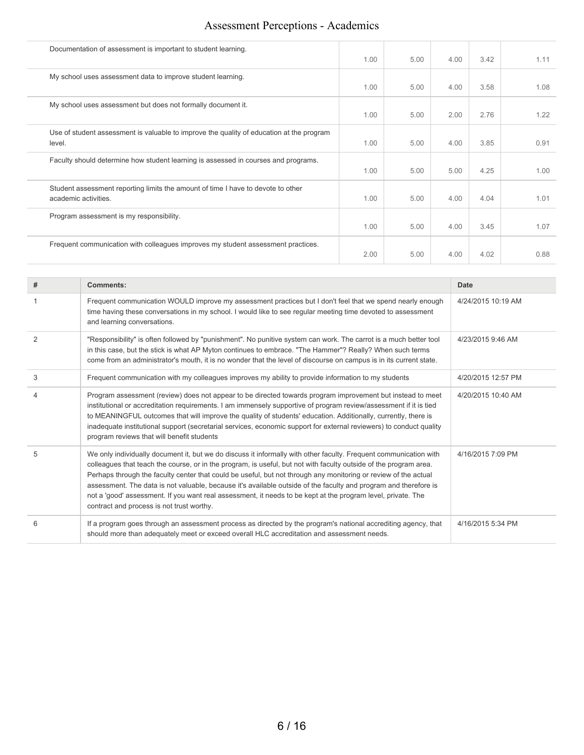| | | | | | |
|---|---|---|---|---|---|
| Documentation of assessment is important to student learning. | 1.00 | 5.00 | 4.00 | 3.42 | 1.11 |
| My school uses assessment data to improve student learning. | 1.00 | 5.00 | 4.00 | 3.58 | 1.08 |
| My school uses assessment but does not formally document it. | 1.00 | 5.00 | 2.00 | 2.76 | 1.22 |
| Use of student assessment is valuable to improve the quality of education at the program level. | 1.00 | 5.00 | 4.00 | 3.85 | 0.91 |
| Faculty should determine how student learning is assessed in courses and programs. | 1.00 | 5.00 | 5.00 | 4.25 | 1.00 |
| Student assessment reporting limits the amount of time I have to devote to other academic activities. | 1.00 | 5.00 | 4.00 | 4.04 | 1.01 |
| Program assessment is my responsibility. | 1.00 | 5.00 | 4.00 | 3.45 | 1.07 |
| Frequent communication with colleagues improves my student assessment practices. | 2.00 | 5.00 | 4.00 | 4.02 | 0.88 |

| # | Comments: | Date |
|---|---|---|
| 1 | Frequent communication WOULD improve my assessment practices but I don't feel that we spend nearly enough time having these conversations in my school. I would like to see regular meeting time devoted to assessment and learning conversations. | 4/24/2015 10:19 AM |
| 2 | "Responsibility" is often followed by "punishment". No punitive system can work. The carrot is a much better tool in this case, but the stick is what AP Myton continues to embrace. "The Hammer"? Really? When such terms come from an administrator's mouth, it is no wonder that the level of discourse on campus is in its current state. | 4/23/2015 9:46 AM |
| 3 | Frequent communication with my colleagues improves my ability to provide information to my students | 4/20/2015 12:57 PM |
| 4 | Program assessment (review) does not appear to be directed towards program improvement but instead to meet institutional or accreditation requirements. I am immensely supportive of program review/assessment if it is tied to MEANINGFUL outcomes that will improve the quality of students' education. Additionally, currently, there is inadequate institutional support (secretarial services, economic support for external reviewers) to conduct quality program reviews that will benefit students | 4/20/2015 10:40 AM |
| 5 | We only individually document it, but we do discuss it informally with other faculty. Frequent communication with colleagues that teach the course, or in the program, is useful, but not with faculty outside of the program area. Perhaps through the faculty center that could be useful, but not through any monitoring or review of the actual assessment. The data is not valuable, because it's available outside of the faculty and program and therefore is not a 'good' assessment. If you want real assessment, it needs to be kept at the program level, private. The contract and process is not trust worthy. | 4/16/2015 7:09 PM |
| 6 | If a program goes through an assessment process as directed by the program's national accrediting agency, that should more than adequately meet or exceed overall HLC accreditation and assessment needs. | 4/16/2015 5:34 PM |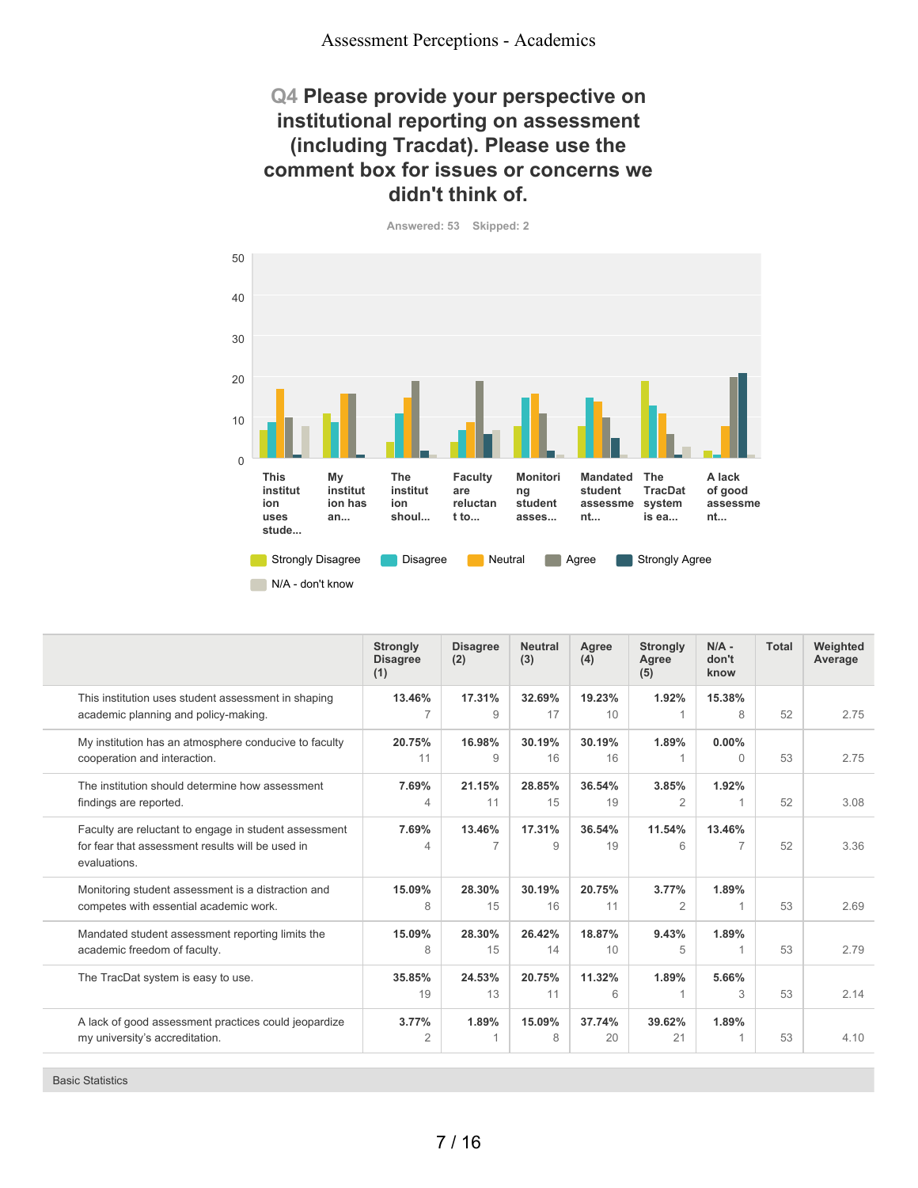# Assessment Perceptions - Academics

## Q4 Please provide your perspective on institutional reporting on assessment (including Tracdat). Please use the comment box for issues or concerns we didn't think of.

Answered: 53 Skipped: 2

| | Strongly Disagree (1) | Disagree (2) | Neutral (3) | Agree (4) | Strongly Agree (5) | N/A - don't know | Total | Weighted Average |
|---|---|---|---|---|---|---|---|---|
| This institution uses student assessment in shaping academic planning and policy-making. | 13.46% 7 | 17.31% 9 | 32.69% 17 | 19.23% 10 | 1.92% 1 | 15.38% 8 | 52 | 2.75 |
| My institution has an atmosphere conducive to faculty cooperation and interaction. | 20.75% 11 | 16.98% 9 | 30.19% 16 | 30.19% 16 | 1.89% 1 | 0.00% 0 | 53 | 2.75 |
| The institution should determine how assessment findings are reported. | 7.69% 4 | 21.15% 11 | 28.85% 15 | 36.54% 19 | 3.85% 2 | 1.92% 1 | 52 | 3.08 |
| Faculty are reluctant to engage in student assessment for fear that assessment results will be used in evaluations. | 7.69% 4 | 13.46% 7 | 17.31% 9 | 36.54% 19 | 11.54% 6 | 13.46% 7 | 52 | 3.36 |
| Monitoring student assessment is a distraction and competes with essential academic work. | 15.09% 8 | 28.30% 15 | 30.19% 16 | 20.75% 11 | 3.77% 2 | 1.89% 1 | 53 | 2.69 |
| Mandated student assessment reporting limits the academic freedom of faculty. | 15.09% 8 | 28.30% 15 | 26.42% 14 | 18.87% 10 | 9.43% 5 | 1.89% 1 | 53 | 2.79 |
| The TracDat system is easy to use. | 35.85% 19 | 24.53% 13 | 20.75% 11 | 11.32% 6 | 1.89% 1 | 5.66% 3 | 53 | 2.14 |
| A lack of good assessment practices could jeopardize my university's accreditation. | 3.77% 2 | 1.89% 1 | 15.09% 8 | 37.74% 20 | 39.62% 21 | 1.89% 1 | 53 | 4.10 |

Basic Statistics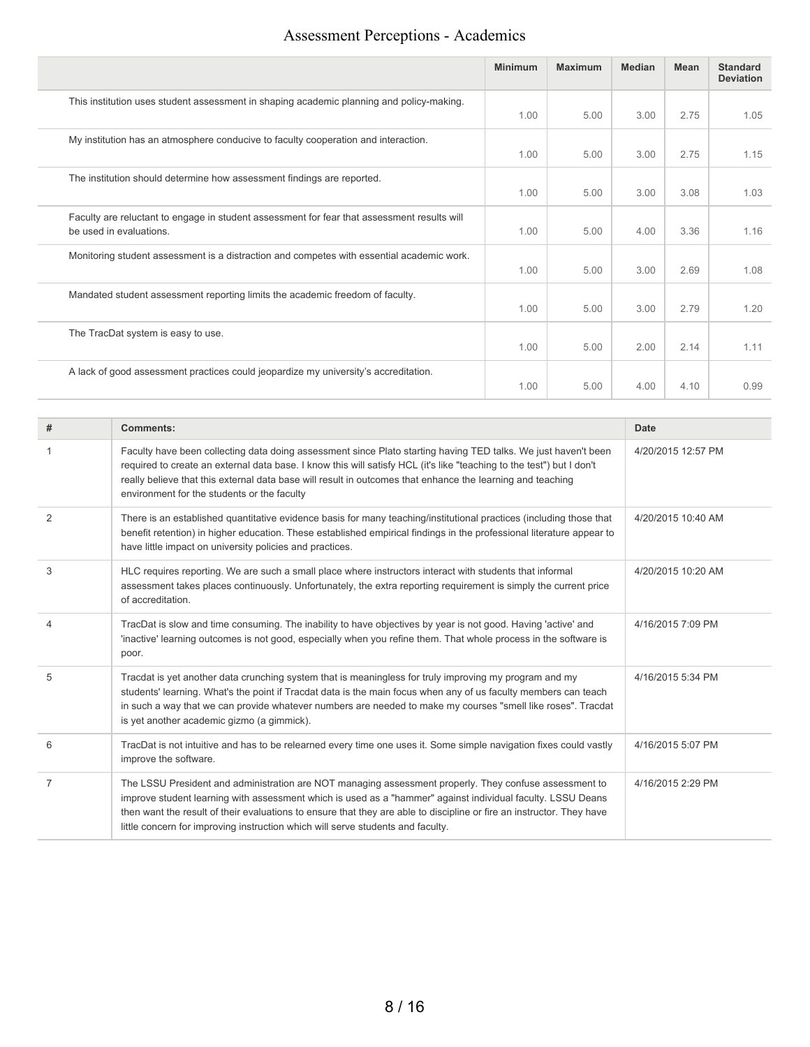# Assessment Perceptions - Academics

| | Minimum | Maximum | Median | Mean | Standard Deviation |
|---|---|---|---|---|---|
| This institution uses student assessment in shaping academic planning and policy-making. | 1.00 | 5.00 | 3.00 | 2.75 | 1.05 |
| My institution has an atmosphere conducive to faculty cooperation and interaction. | 1.00 | 5.00 | 3.00 | 2.75 | 1.15 |
| The institution should determine how assessment findings are reported. | 1.00 | 5.00 | 3.00 | 3.08 | 1.03 |
| Faculty are reluctant to engage in student assessment for fear that assessment results will be used in evaluations. | 1.00 | 5.00 | 4.00 | 3.36 | 1.16 |
| Monitoring student assessment is a distraction and competes with essential academic work. | 1.00 | 5.00 | 3.00 | 2.69 | 1.08 |
| Mandated student assessment reporting limits the academic freedom of faculty. | 1.00 | 5.00 | 3.00 | 2.79 | 1.20 |
| The TracDat system is easy to use. | 1.00 | 5.00 | 2.00 | 2.14 | 1.11 |
| A lack of good assessment practices could jeopardize my university's accreditation. | 1.00 | 5.00 | 4.00 | 4.10 | 0.99 |

| # | Comments: | Date |
|---|---|---|
| 1 | Faculty have been collecting data doing assessment since Plato starting having TED talks. We just haven't been required to create an external data base. I know this will satisfy HCL (it's like "teaching to the test") but I don't really believe that this external data base will result in outcomes that enhance the learning and teaching environment for the students or the faculty | 4/20/2015 12:57 PM |
| 2 | There is an established quantitative evidence basis for many teaching/institutional practices (including those that benefit retention) in higher education. These established empirical findings in the professional literature appear to have little impact on university policies and practices. | 4/20/2015 10:40 AM |
| 3 | HLC requires reporting. We are such a small place where instructors interact with students that informal assessment takes places continuously. Unfortunately, the extra reporting requirement is simply the current price of accreditation. | 4/20/2015 10:20 AM |
| 4 | TracDat is slow and time consuming. The inability to have objectives by year is not good. Having 'active' and 'inactive' learning outcomes is not good, especially when you refine them. That whole process in the software is poor. | 4/16/2015 7:09 PM |
| 5 | Tracdat is yet another data crunching system that is meaningless for truly improving my program and my students' learning. What's the point if Tracdat data is the main focus when any of us faculty members can teach in such a way that we can provide whatever numbers are needed to make my courses "smell like roses". Tracdat is yet another academic gizmo (a gimmick). | 4/16/2015 5:34 PM |
| 6 | TracDat is not intuitive and has to be relearned every time one uses it. Some simple navigation fixes could vastly improve the software. | 4/16/2015 5:07 PM |
| 7 | The LSSU President and administration are NOT managing assessment properly. They confuse assessment to improve student learning with assessment which is used as a "hammer" against individual faculty. LSSU Deans then want the result of their evaluations to ensure that they are able to discipline or fire an instructor. They have little concern for improving instruction which will serve students and faculty. | 4/16/2015 2:29 PM |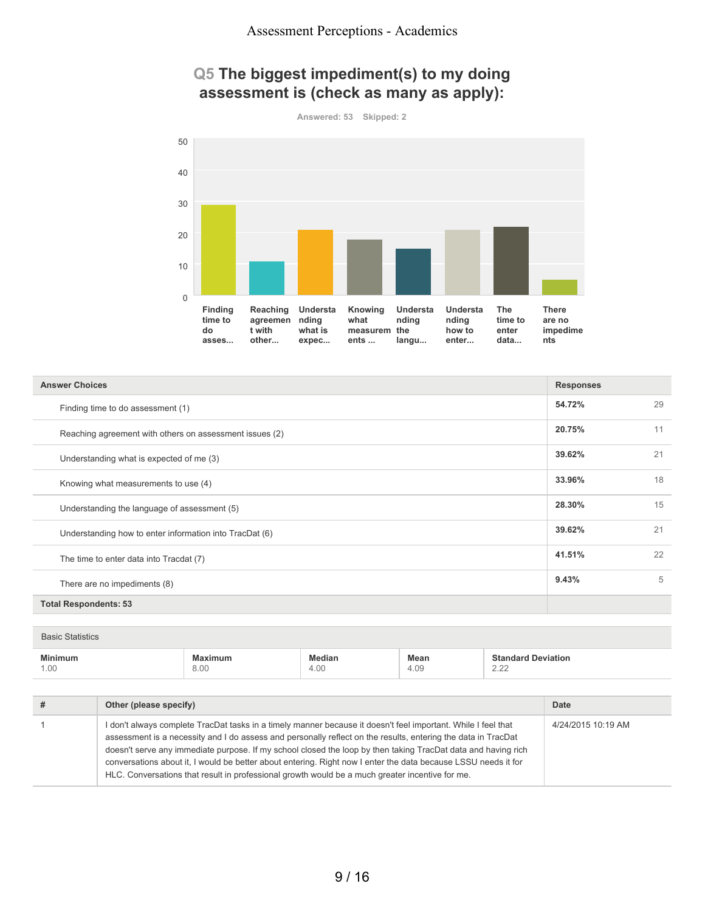# Q5 The biggest impediment(s) to my doing assessment is (check as many as apply):

Answered: 53 Skipped: 2

| Answer Choices | Responses | |
|---|---|---|
| Finding time to do assessment (1) | 54.72% | 29 |
| Reaching agreement with others on assessment issues (2) | 20.75% | 11 |
| Understanding what is expected of me (3) | 39.62% | 21 |
| Knowing what measurements to use (4) | 33.96% | 18 |
| Understanding the language of assessment (5) | 28.30% | 15 |
| Understanding how to enter information into TracDat (6) | 39.62% | 21 |
| The time to enter data into Tracdat (7) | 41.51% | 22 |
| There are no impediments (8) | 9.43% | 5 |
| **Total Respondents: 53** | | |

Basic Statistics

| Minimum | Maximum | Median | Mean | Standard Deviation |
|---|---|---|---|---|
| 1.00 | 8.00 | 4.00 | 4.09 | 2.22 |

| # | Other (please specify) | Date |
|---|---|---|
| 1 | I don't always complete TracDat tasks in a timely manner because it doesn't feel important. While I feel that assessment is a necessity and I do assess and personally reflect on the results, entering the data in TracDat doesn't serve any immediate purpose. If my school closed the loop by then taking TracDat data and having rich conversations about it, I would be better about entering. Right now I enter the data because LSSU needs it for HLC. Conversations that result in professional growth would be a much greater incentive for me. | 4/24/2015 10:19 AM |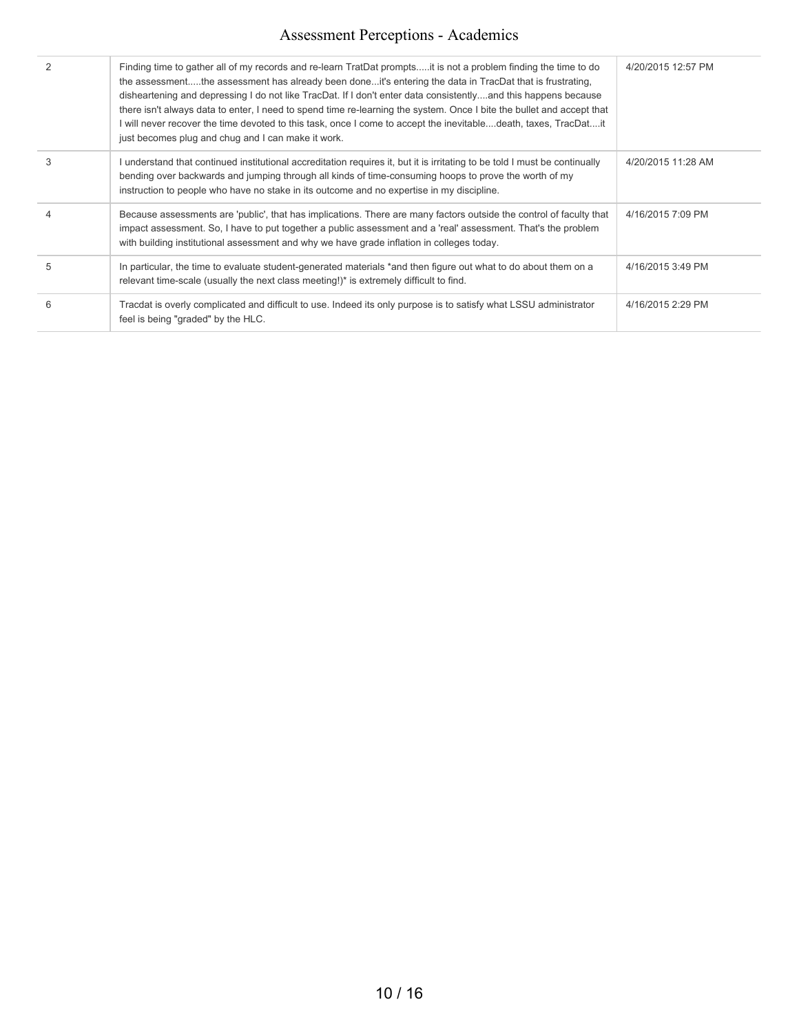| # | Response | Date |
|---|---|---|
| 2 | Finding time to gather all of my records and re-learn TratDat prompts.....it is not a problem finding the time to do the assessment.....the assessment has already been done...it's entering the data in TracDat that is frustrating, disheartening and depressing I do not like TracDat. If I don't enter data consistently....and this happens because there isn't always data to enter, I need to spend time re-learning the system. Once I bite the bullet and accept that I will never recover the time devoted to this task, once I come to accept the inevitable....death, taxes, TracDat....it just becomes plug and chug and I can make it work. | 4/20/2015 12:57 PM |
| 3 | I understand that continued institutional accreditation requires it, but it is irritating to be told I must be continually bending over backwards and jumping through all kinds of time-consuming hoops to prove the worth of my instruction to people who have no stake in its outcome and no expertise in my discipline. | 4/20/2015 11:28 AM |
| 4 | Because assessments are 'public', that has implications. There are many factors outside the control of faculty that impact assessment. So, I have to put together a public assessment and a 'real' assessment. That's the problem with building institutional assessment and why we have grade inflation in colleges today. | 4/16/2015 7:09 PM |
| 5 | In particular, the time to evaluate student-generated materials *and then figure out what to do about them on a relevant time-scale (usually the next class meeting!)* is extremely difficult to find. | 4/16/2015 3:49 PM |
| 6 | Tracdat is overly complicated and difficult to use. Indeed its only purpose is to satisfy what LSSU administrator feel is being "graded" by the HLC. | 4/16/2015 2:29 PM |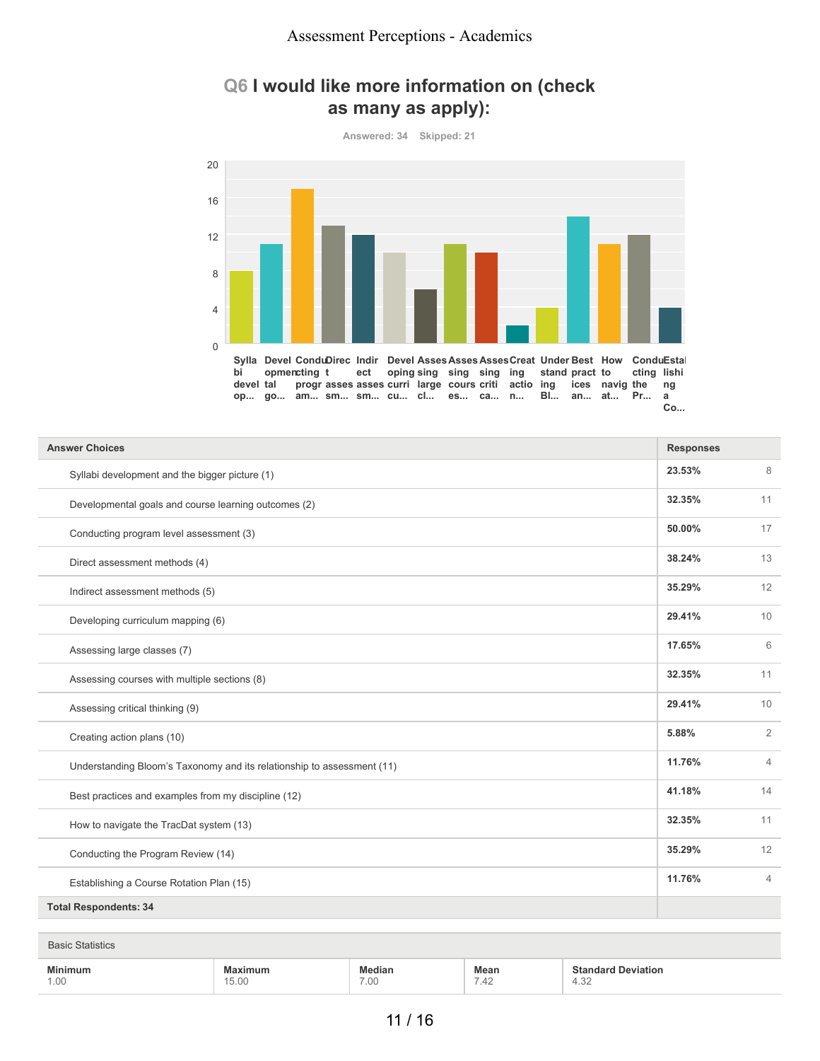# Q6 I would like more information on (check as many as apply):

Answered: 34 Skipped: 21

| Answer Choices | Responses | |
|---|---|---|
| Syllabi development and the bigger picture (1) | 23.53% | 8 |
| Developmental goals and course learning outcomes (2) | 32.35% | 11 |
| Conducting program level assessment (3) | 50.00% | 17 |
| Direct assessment methods (4) | 38.24% | 13 |
| Indirect assessment methods (5) | 35.29% | 12 |
| Developing curriculum mapping (6) | 29.41% | 10 |
| Assessing large classes (7) | 17.65% | 6 |
| Assessing courses with multiple sections (8) | 32.35% | 11 |
| Assessing critical thinking (9) | 29.41% | 10 |
| Creating action plans (10) | 5.88% | 2 |
| Understanding Bloom's Taxonomy and its relationship to assessment (11) | 11.76% | 4 |
| Best practices and examples from my discipline (12) | 41.18% | 14 |
| How to navigate the TracDat system (13) | 32.35% | 11 |
| Conducting the Program Review (14) | 35.29% | 12 |
| Establishing a Course Rotation Plan (15) | 11.76% | 4 |
| **Total Respondents: 34** | | |

Basic Statistics

| Minimum | Maximum | Median | Mean | Standard Deviation |
|---|---|---|---|---|
| 1.00 | 15.00 | 7.00 | 7.42 | 4.32 |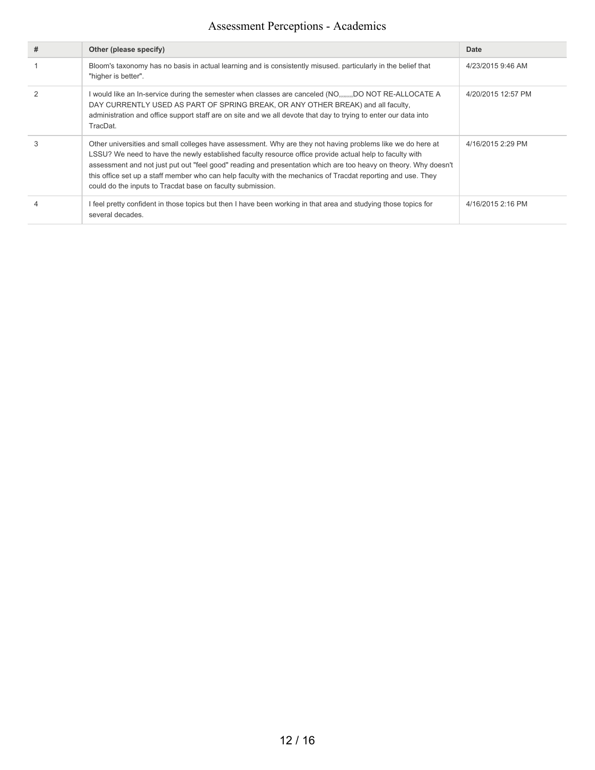| # | Other (please specify) | Date |
|---|---|---|
| 1 | Bloom's taxonomy has no basis in actual learning and is consistently misused. particularly in the belief that "higher is better". | 4/23/2015 9:46 AM |
| 2 | I would like an In-service during the semester when classes are canceled (NO,,,,,,,DO NOT RE-ALLOCATE A DAY CURRENTLY USED AS PART OF SPRING BREAK, OR ANY OTHER BREAK) and all faculty, administration and office support staff are on site and we all devote that day to trying to enter our data into TracDat. | 4/20/2015 12:57 PM |
| 3 | Other universities and small colleges have assessment. Why are they not having problems like we do here at LSSU? We need to have the newly established faculty resource office provide actual help to faculty with assessment and not just put out "feel good" reading and presentation which are too heavy on theory. Why doesn't this office set up a staff member who can help faculty with the mechanics of Tracdat reporting and use. They could do the inputs to Tracdat base on faculty submission. | 4/16/2015 2:29 PM |
| 4 | I feel pretty confident in those topics but then I have been working in that area and studying those topics for several decades. | 4/16/2015 2:16 PM |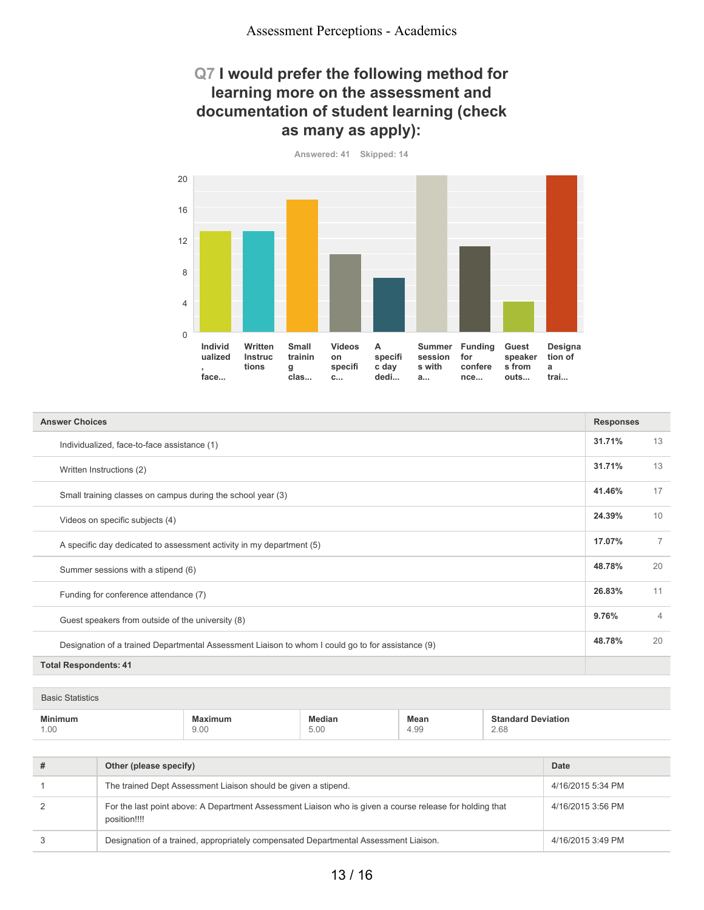## Q7 I would prefer the following method for learning more on the assessment and documentation of student learning (check as many as apply):

Answered: 41 Skipped: 14

| Answer Choices | Responses | |
|---|---|---|
| Individualized, face-to-face assistance (1) | 31.71% | 13 |
| Written Instructions (2) | 31.71% | 13 |
| Small training classes on campus during the school year (3) | 41.46% | 17 |
| Videos on specific subjects (4) | 24.39% | 10 |
| A specific day dedicated to assessment activity in my department (5) | 17.07% | 7 |
| Summer sessions with a stipend (6) | 48.78% | 20 |
| Funding for conference attendance (7) | 26.83% | 11 |
| Guest speakers from outside of the university (8) | 9.76% | 4 |
| Designation of a trained Departmental Assessment Liaison to whom I could go to for assistance (9) | 48.78% | 20 |
| **Total Respondents: 41** | | |

| Basic Statistics | | | | |
|---|---|---|---|---|
| **Minimum** | **Maximum** | **Median** | **Mean** | **Standard Deviation** |
| 1.00 | 9.00 | 5.00 | 4.99 | 2.68 |

| # | Other (please specify) | Date |
|---|---|---|
| 1 | The trained Dept Assessment Liaison should be given a stipend. | 4/16/2015 5:34 PM |
| 2 | For the last point above: A Department Assessment Liaison who is given a course release for holding that position!!!! | 4/16/2015 3:56 PM |
| 3 | Designation of a trained, appropriately compensated Departmental Assessment Liaison. | 4/16/2015 3:49 PM |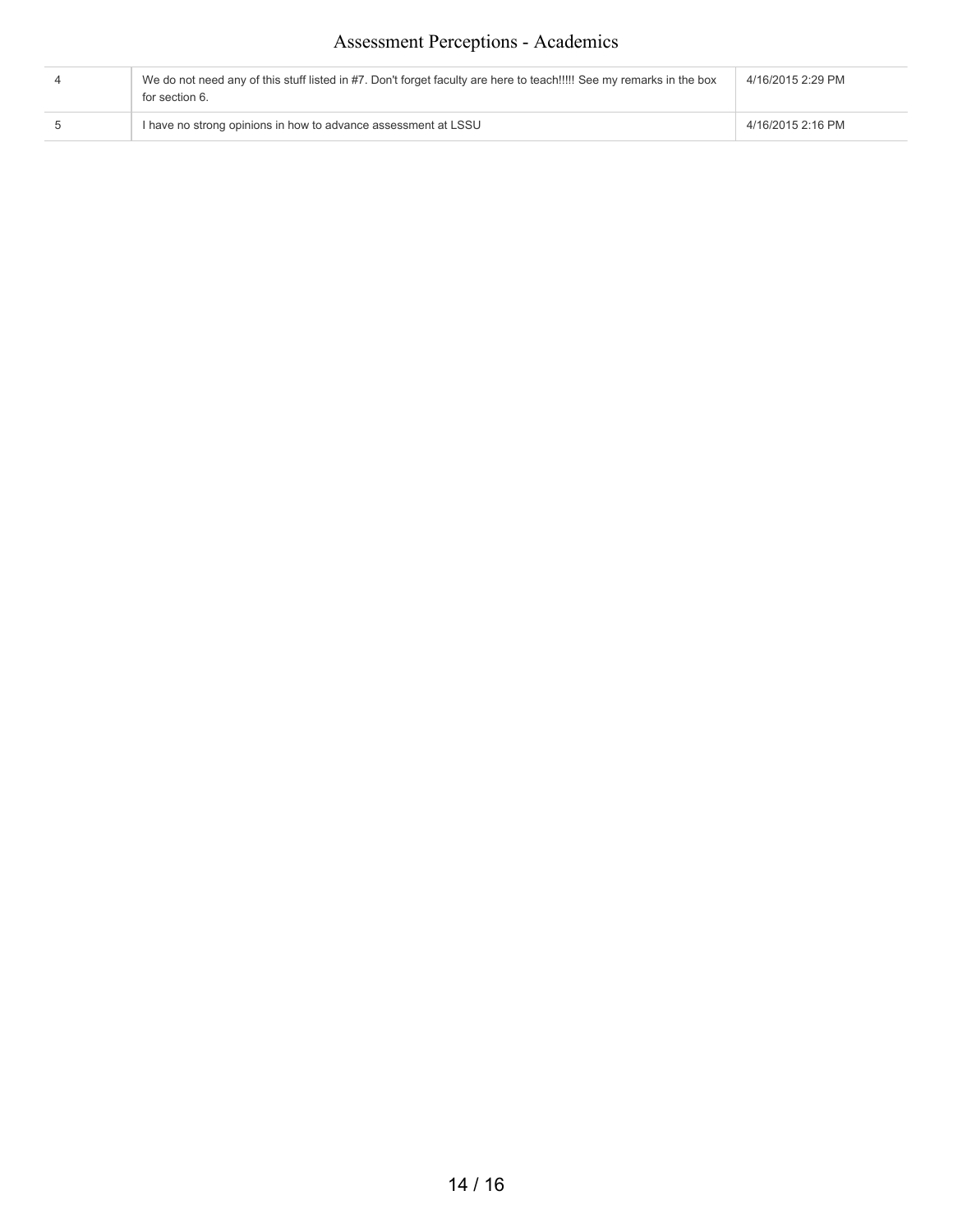| | | |
|---|---|---|
| 4 | We do not need any of this stuff listed in #7. Don't forget faculty are here to teach!!!!! See my remarks in the box for section 6. | 4/16/2015 2:29 PM |
| 5 | I have no strong opinions in how to advance assessment at LSSU | 4/16/2015 2:16 PM |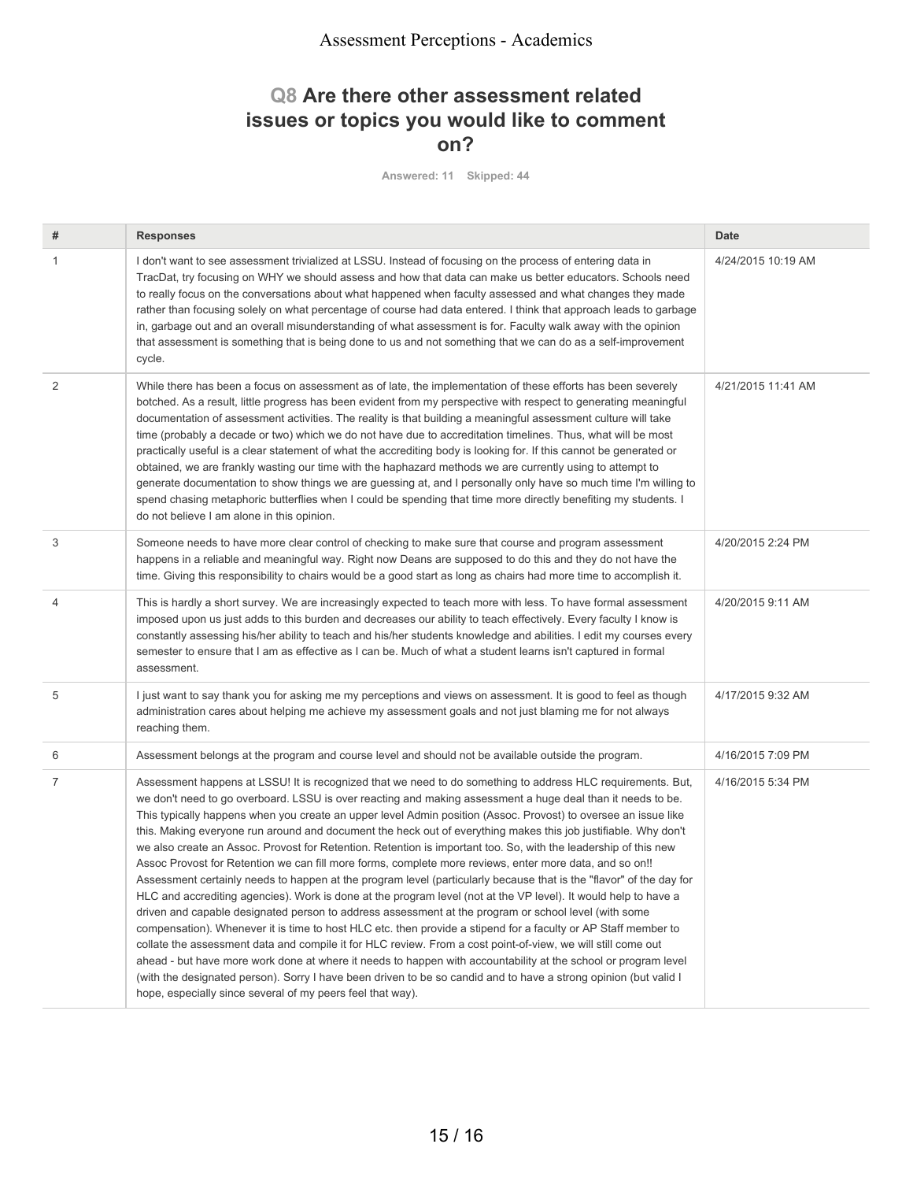## Q8 Are there other assessment related issues or topics you would like to comment on?

Answered: 11 Skipped: 44

| # | Responses | Date |
|---|---|---|
| 1 | I don't want to see assessment trivialized at LSSU. Instead of focusing on the process of entering data in TracDat, try focusing on WHY we should assess and how that data can make us better educators. Schools need to really focus on the conversations about what happened when faculty assessed and what changes they made rather than focusing solely on what percentage of course had data entered. I think that approach leads to garbage in, garbage out and an overall misunderstanding of what assessment is for. Faculty walk away with the opinion that assessment is something that is being done to us and not something that we can do as a self-improvement cycle. | 4/24/2015 10:19 AM |
| 2 | While there has been a focus on assessment as of late, the implementation of these efforts has been severely botched. As a result, little progress has been evident from my perspective with respect to generating meaningful documentation of assessment activities. The reality is that building a meaningful assessment culture will take time (probably a decade or two) which we do not have due to accreditation timelines. Thus, what will be most practically useful is a clear statement of what the accrediting body is looking for. If this cannot be generated or obtained, we are frankly wasting our time with the haphazard methods we are currently using to attempt to generate documentation to show things we are guessing at, and I personally only have so much time I'm willing to spend chasing metaphoric butterflies when I could be spending that time more directly benefiting my students. I do not believe I am alone in this opinion. | 4/21/2015 11:41 AM |
| 3 | Someone needs to have more clear control of checking to make sure that course and program assessment happens in a reliable and meaningful way. Right now Deans are supposed to do this and they do not have the time. Giving this responsibility to chairs would be a good start as long as chairs had more time to accomplish it. | 4/20/2015 2:24 PM |
| 4 | This is hardly a short survey. We are increasingly expected to teach more with less. To have formal assessment imposed upon us just adds to this burden and decreases our ability to teach effectively. Every faculty I know is constantly assessing his/her ability to teach and his/her students knowledge and abilities. I edit my courses every semester to ensure that I am as effective as I can be. Much of what a student learns isn't captured in formal assessment. | 4/20/2015 9:11 AM |
| 5 | I just want to say thank you for asking me my perceptions and views on assessment. It is good to feel as though administration cares about helping me achieve my assessment goals and not just blaming me for not always reaching them. | 4/17/2015 9:32 AM |
| 6 | Assessment belongs at the program and course level and should not be available outside the program. | 4/16/2015 7:09 PM |
| 7 | Assessment happens at LSSU! It is recognized that we need to do something to address HLC requirements. But, we don't need to go overboard. LSSU is over reacting and making assessment a huge deal than it needs to be. This typically happens when you create an upper level Admin position (Assoc. Provost) to oversee an issue like this. Making everyone run around and document the heck out of everything makes this job justifiable. Why don't we also create an Assoc. Provost for Retention. Retention is important too. So, with the leadership of this new Assoc Provost for Retention we can fill more forms, complete more reviews, enter more data, and so on!! Assessment certainly needs to happen at the program level (particularly because that is the "flavor" of the day for HLC and accrediting agencies). Work is done at the program level (not at the VP level). It would help to have a driven and capable designated person to address assessment at the program or school level (with some compensation). Whenever it is time to host HLC etc. then provide a stipend for a faculty or AP Staff member to collate the assessment data and compile it for HLC review. From a cost point-of-view, we will still come out ahead - but have more work done at where it needs to happen with accountability at the school or program level (with the designated person). Sorry I have been driven to be so candid and to have a strong opinion (but valid I hope, especially since several of my peers feel that way). | 4/16/2015 5:34 PM |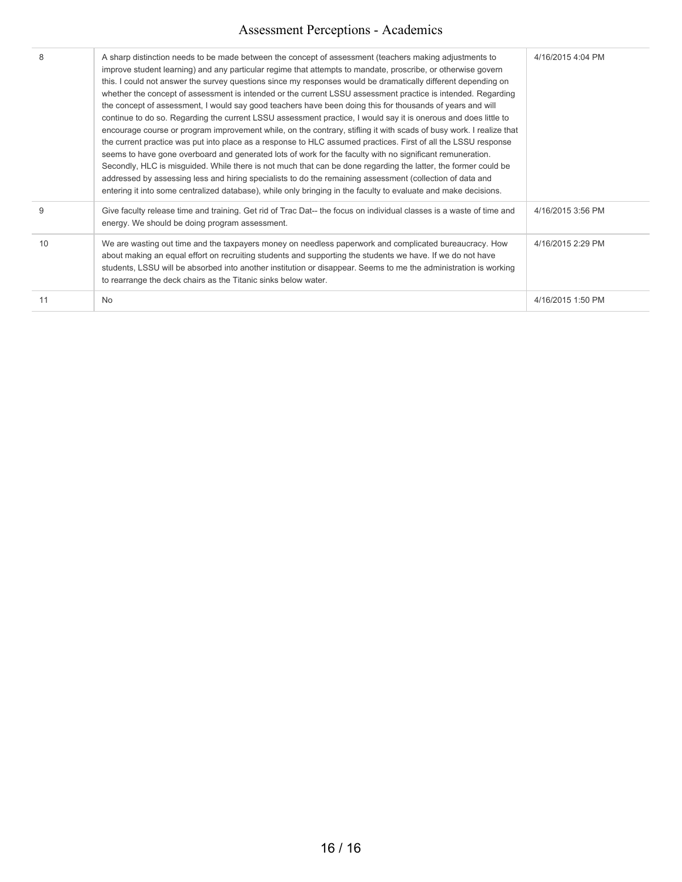| | | |
|---|---|---|
| 8 | A sharp distinction needs to be made between the concept of assessment (teachers making adjustments to improve student learning) and any particular regime that attempts to mandate, proscribe, or otherwise govern this. I could not answer the survey questions since my responses would be dramatically different depending on whether the concept of assessment is intended or the current LSSU assessment practice is intended. Regarding the concept of assessment, I would say good teachers have been doing this for thousands of years and will continue to do so. Regarding the current LSSU assessment practice, I would say it is onerous and does little to encourage course or program improvement while, on the contrary, stifling it with scads of busy work. I realize that the current practice was put into place as a response to HLC assumed practices. First of all the LSSU response seems to have gone overboard and generated lots of work for the faculty with no significant remuneration. Secondly, HLC is misguided. While there is not much that can be done regarding the latter, the former could be addressed by assessing less and hiring specialists to do the remaining assessment (collection of data and entering it into some centralized database), while only bringing in the faculty to evaluate and make decisions. | 4/16/2015 4:04 PM |
| 9 | Give faculty release time and training. Get rid of Trac Dat-- the focus on individual classes is a waste of time and energy. We should be doing program assessment. | 4/16/2015 3:56 PM |
| 10 | We are wasting out time and the taxpayers money on needless paperwork and complicated bureaucracy. How about making an equal effort on recruiting students and supporting the students we have. If we do not have students, LSSU will be absorbed into another institution or disappear. Seems to me the administration is working to rearrange the deck chairs as the Titanic sinks below water. | 4/16/2015 2:29 PM |
| 11 | No | 4/16/2015 1:50 PM |